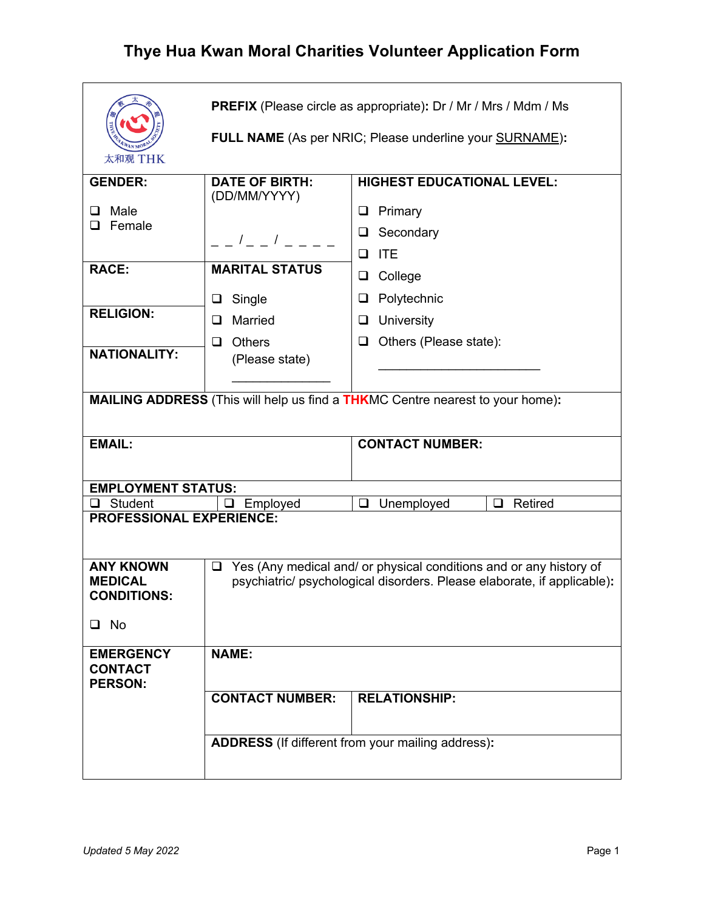# Thye Hua Kwan Moral Charities Volunteer Application Form

太和观 THK

**PREFIX** (Please circle as appropriate)**:** Dr / Mr / Mrs / Mdm / Ms

**FULL NAME** (As per NRIC; Please underline your SURNAME)**:**

| **GENDER:** ❑ Male ❑ Female | **DATE OF BIRTH:** (DD/MM/YYYY) _ _ / _ _ / _ _ _ _ | **HIGHEST EDUCATIONAL LEVEL:** ❑ Primary ❑ Secondary ❑ ITE ❑ College ❑ Polytechnic ❑ University ❑ Others (Please state): ________________________ |
| --- | --- | --- |
| **RACE:** | **MARITAL STATUS** ❑ Single ❑ Married ❑ Others (Please state) _______________ | |
| **RELIGION:** | | |
| **NATIONALITY:** | | |

**MAILING ADDRESS** (This will help us find a THKMC Centre nearest to your home)**:**

| **EMAIL:** | **CONTACT NUMBER:** |
| --- | --- |
| | |

**EMPLOYMENT STATUS:**

| ❑ Student | ❑ Employed | ❑ Unemployed | ❑ Retired |
| --- | --- | --- | --- |

**PROFESSIONAL EXPERIENCE:**

| **ANY KNOWN MEDICAL CONDITIONS:** ❑ No | ❑ Yes (Any medical and/ or physical conditions and or any history of psychiatric/ psychological disorders. Please elaborate, if applicable)**:** |
| --- | --- |

| **EMERGENCY CONTACT PERSON:** | **NAME:** | |
| --- | --- | --- |
| | **CONTACT NUMBER:** | **RELATIONSHIP:** |
| | **ADDRESS** (If different from your mailing address)**:** | |

*Updated 5 May 2022*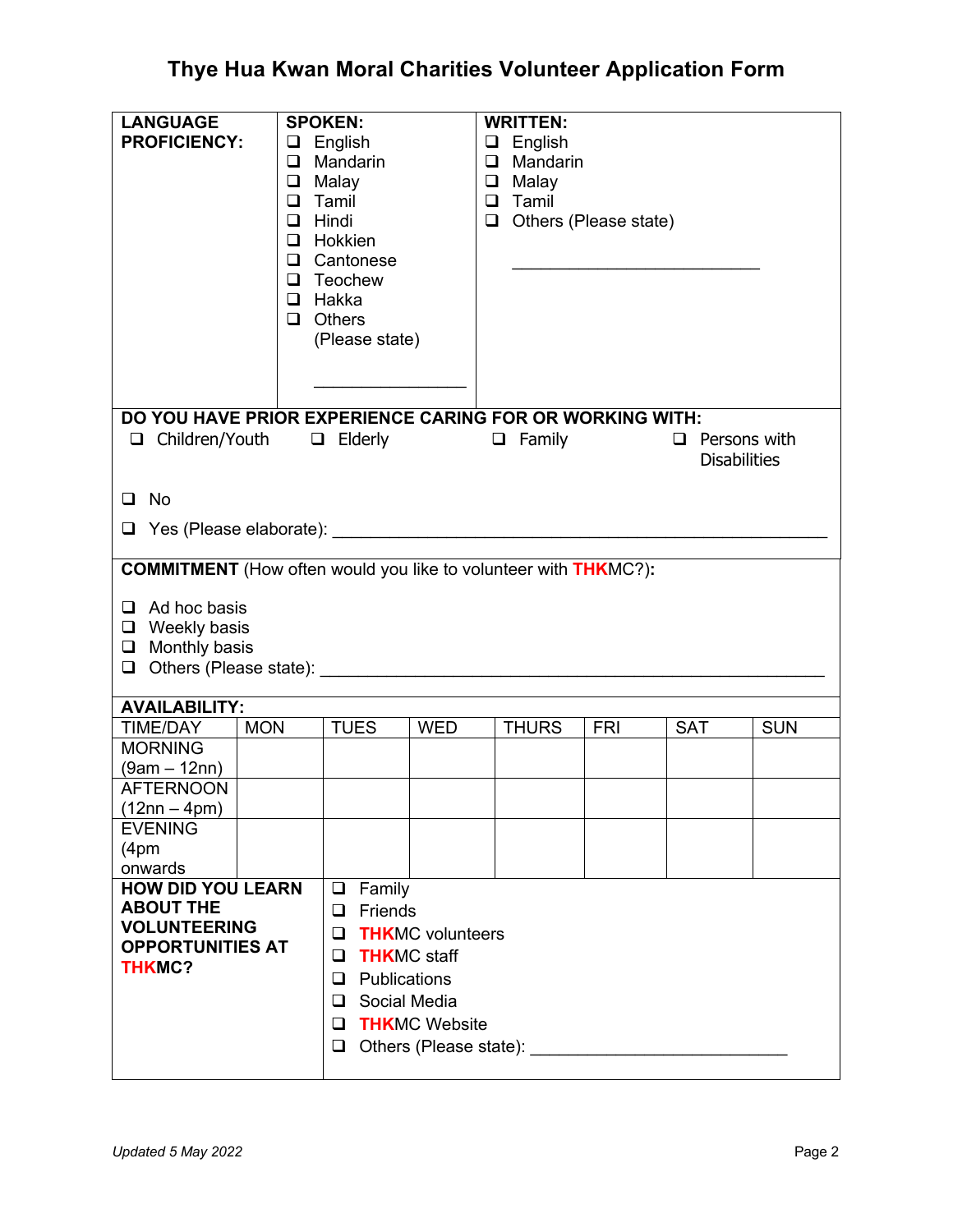# Thye Hua Kwan Moral Charities Volunteer Application Form

| **LANGUAGE PROFICIENCY:** | **SPOKEN:** | **WRITTEN:** |
|---|---|---|
| | ❑ English<br>❑ Mandarin<br>❑ Malay<br>❑ Tamil<br>❑ Hindi<br>❑ Hokkien<br>❑ Cantonese<br>❑ Teochew<br>❑ Hakka<br>❑ Others (Please state) ________________ | ❑ English<br>❑ Mandarin<br>❑ Malay<br>❑ Tamil<br>❑ Others (Please state) __________________________ |

**DO YOU HAVE PRIOR EXPERIENCE CARING FOR OR WORKING WITH:**

❑ Children/Youth ❑ Elderly ❑ Family ❑ Persons with Disabilities

❑ No

❑ Yes (Please elaborate): ____________________________________________________

**COMMITMENT** (How often would you like to volunteer with THKMC?)**:**

❑ Ad hoc basis
❑ Weekly basis
❑ Monthly basis
❑ Others (Please state): ____________________________________________________

**AVAILABILITY:**

| TIME/DAY | MON | TUES | WED | THURS | FRI | SAT | SUN |
|---|---|---|---|---|---|---|---|
| MORNING (9am – 12nn) | | | | | | | |
| AFTERNOON (12nn – 4pm) | | | | | | | |
| EVENING (4pm onwards | | | | | | | |

**HOW DID YOU LEARN ABOUT THE VOLUNTEERING OPPORTUNITIES AT THKMC?**

❑ Family
❑ Friends
❑ THKMC volunteers
❑ THKMC staff
❑ Publications
❑ Social Media
❑ THKMC Website
❑ Others (Please state): ___________________________

*Updated 5 May 2022*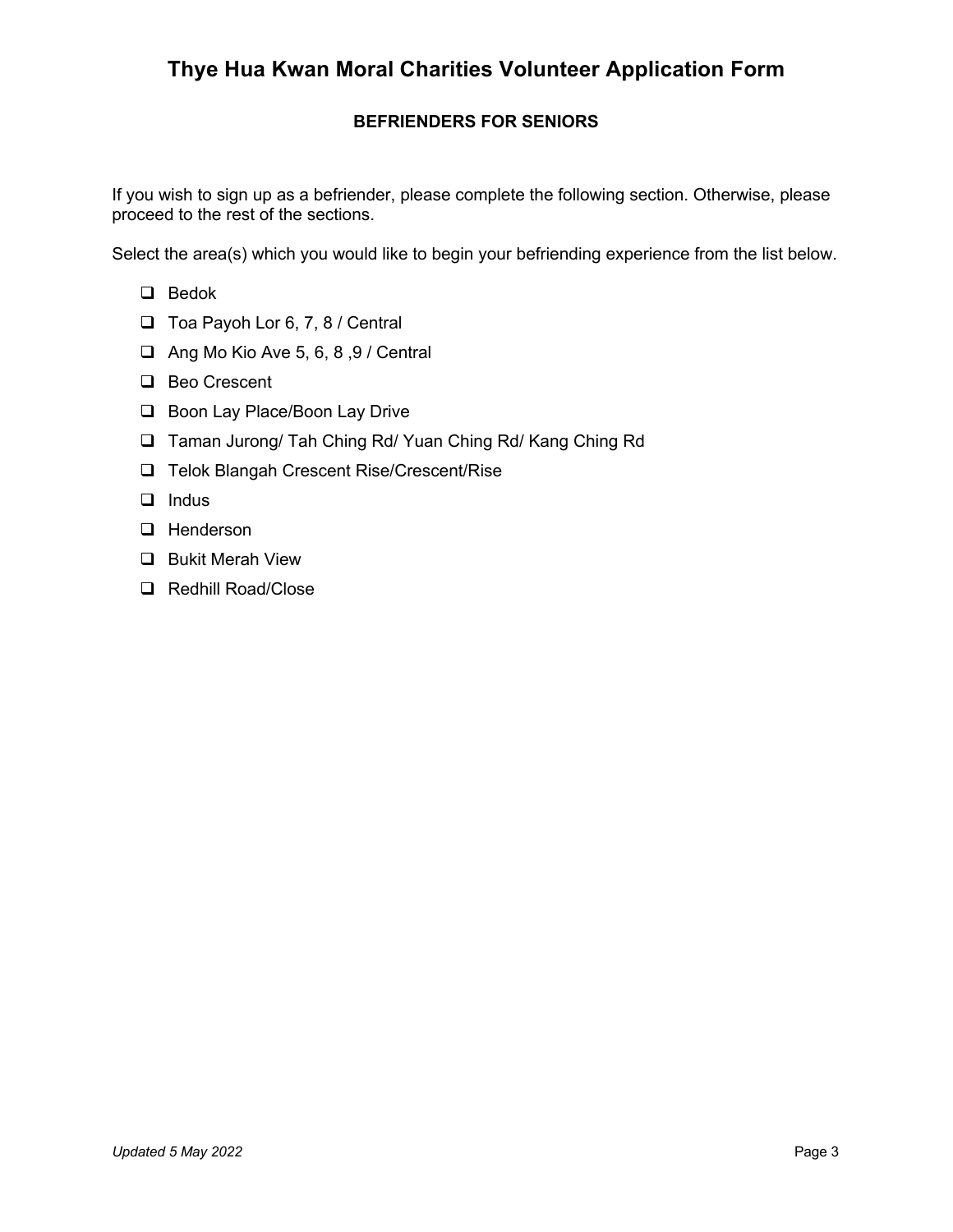# Thye Hua Kwan Moral Charities Volunteer Application Form

## BEFRIENDERS FOR SENIORS

If you wish to sign up as a befriender, please complete the following section. Otherwise, please proceed to the rest of the sections.

Select the area(s) which you would like to begin your befriending experience from the list below.

- ☐ Bedok
- ☐ Toa Payoh Lor 6, 7, 8 / Central
- ☐ Ang Mo Kio Ave 5, 6, 8 ,9 / Central
- ☐ Beo Crescent
- ☐ Boon Lay Place/Boon Lay Drive
- ☐ Taman Jurong/ Tah Ching Rd/ Yuan Ching Rd/ Kang Ching Rd
- ☐ Telok Blangah Crescent Rise/Crescent/Rise
- ☐ Indus
- ☐ Henderson
- ☐ Bukit Merah View
- ☐ Redhill Road/Close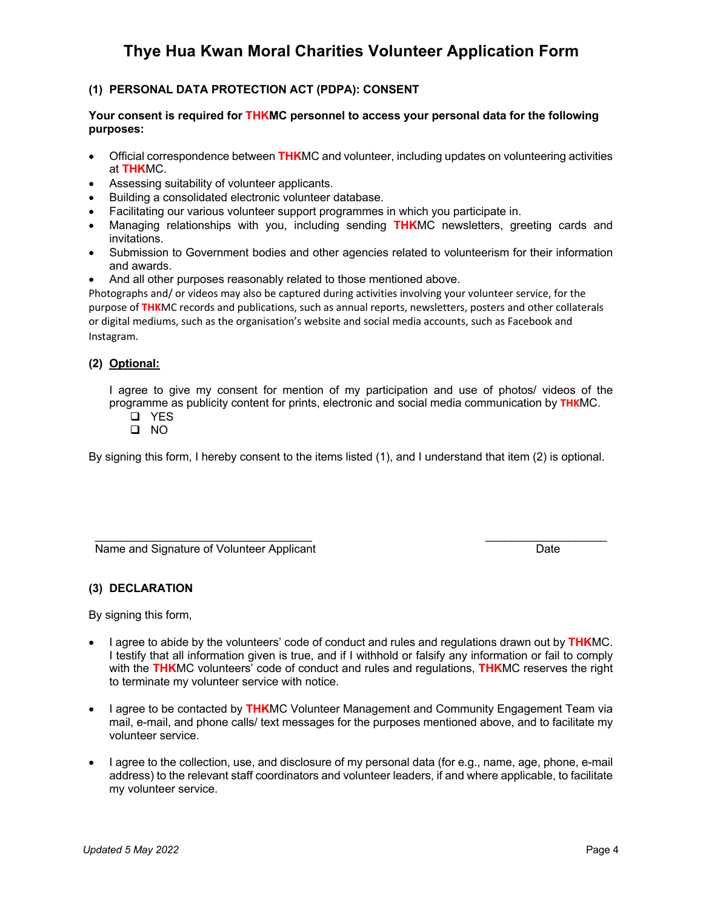# Thye Hua Kwan Moral Charities Volunteer Application Form

## (1) PERSONAL DATA PROTECTION ACT (PDPA): CONSENT

**Your consent is required for THKMC personnel to access your personal data for the following purposes:**

- Official correspondence between THKMC and volunteer, including updates on volunteering activities at THKMC.
- Assessing suitability of volunteer applicants.
- Building a consolidated electronic volunteer database.
- Facilitating our various volunteer support programmes in which you participate in.
- Managing relationships with you, including sending THKMC newsletters, greeting cards and invitations.
- Submission to Government bodies and other agencies related to volunteerism for their information and awards.
- And all other purposes reasonably related to those mentioned above.

Photographs and/ or videos may also be captured during activities involving your volunteer service, for the purpose of THKMC records and publications, such as annual reports, newsletters, posters and other collaterals or digital mediums, such as the organisation's website and social media accounts, such as Facebook and Instagram.

## (2) Optional:

I agree to give my consent for mention of my participation and use of photos/ videos of the programme as publicity content for prints, electronic and social media communication by THKMC.

- [ ] YES
- [ ] NO

By signing this form, I hereby consent to the items listed (1), and I understand that item (2) is optional.

___________________________________ Name and Signature of Volunteer Applicant

___________________ Date

## (3) DECLARATION

By signing this form,

- I agree to abide by the volunteers' code of conduct and rules and regulations drawn out by THKMC. I testify that all information given is true, and if I withhold or falsify any information or fail to comply with the THKMC volunteers' code of conduct and rules and regulations, THKMC reserves the right to terminate my volunteer service with notice.

- I agree to be contacted by THKMC Volunteer Management and Community Engagement Team via mail, e-mail, and phone calls/ text messages for the purposes mentioned above, and to facilitate my volunteer service.

- I agree to the collection, use, and disclosure of my personal data (for e.g., name, age, phone, e-mail address) to the relevant staff coordinators and volunteer leaders, if and where applicable, to facilitate my volunteer service.

*Updated 5 May 2022*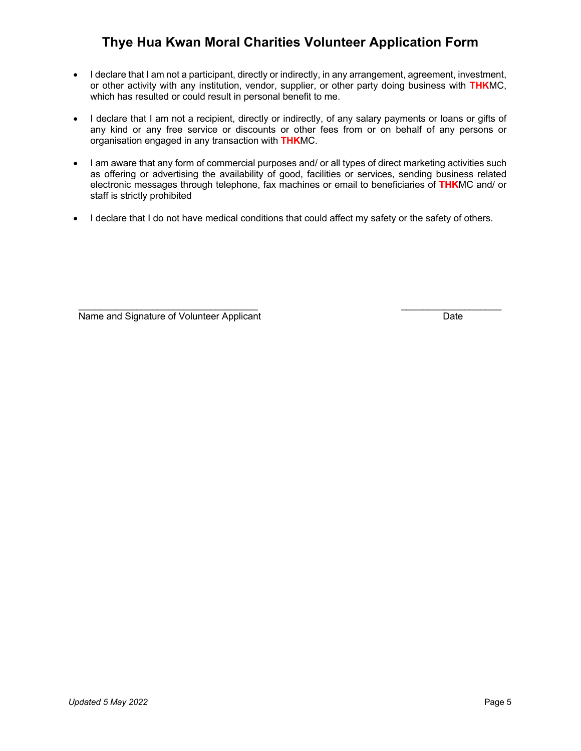# Thye Hua Kwan Moral Charities Volunteer Application Form

- I declare that I am not a participant, directly or indirectly, in any arrangement, agreement, investment, or other activity with any institution, vendor, supplier, or other party doing business with **THK**MC, which has resulted or could result in personal benefit to me.

- I declare that I am not a recipient, directly or indirectly, of any salary payments or loans or gifts of any kind or any free service or discounts or other fees from or on behalf of any persons or organisation engaged in any transaction with **THK**MC.

- I am aware that any form of commercial purposes and/ or all types of direct marketing activities such as offering or advertising the availability of good, facilities or services, sending business related electronic messages through telephone, fax machines or email to beneficiaries of **THK**MC and/ or staff is strictly prohibited

- I declare that I do not have medical conditions that could affect my safety or the safety of others.

\_\_\_\_\_\_\_\_\_\_\_\_\_\_\_\_\_\_\_\_\_\_\_\_\_\_\_\_\_\_\_\_\_\_ \_\_\_\_\_\_\_\_\_\_\_\_\_\_\_\_\_\_\_

Name and Signature of Volunteer Applicant Date

*Updated 5 May 2022*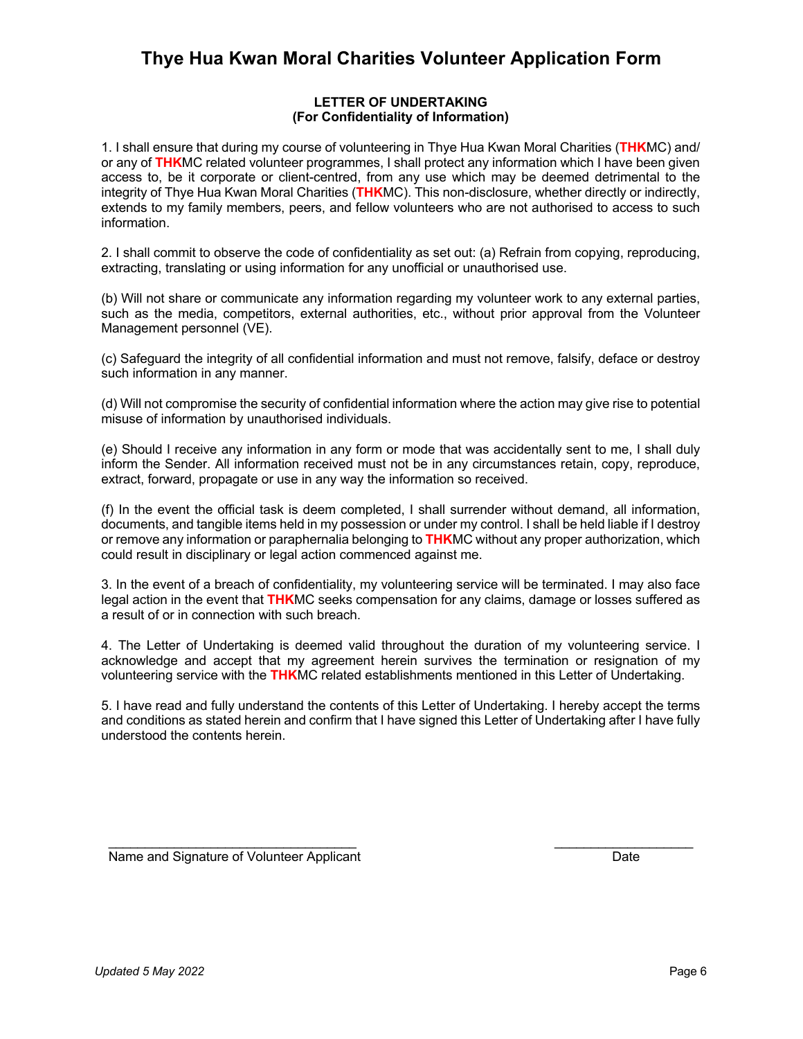# Thye Hua Kwan Moral Charities Volunteer Application Form

**LETTER OF UNDERTAKING**
**(For Confidentiality of Information)**

1. I shall ensure that during my course of volunteering in Thye Hua Kwan Moral Charities (**THK**MC) and/or any of **THK**MC related volunteer programmes, I shall protect any information which I have been given access to, be it corporate or client-centred, from any use which may be deemed detrimental to the integrity of Thye Hua Kwan Moral Charities (**THK**MC). This non-disclosure, whether directly or indirectly, extends to my family members, peers, and fellow volunteers who are not authorised to access to such information.

2. I shall commit to observe the code of confidentiality as set out: (a) Refrain from copying, reproducing, extracting, translating or using information for any unofficial or unauthorised use.

(b) Will not share or communicate any information regarding my volunteer work to any external parties, such as the media, competitors, external authorities, etc., without prior approval from the Volunteer Management personnel (VE).

(c) Safeguard the integrity of all confidential information and must not remove, falsify, deface or destroy such information in any manner.

(d) Will not compromise the security of confidential information where the action may give rise to potential misuse of information by unauthorised individuals.

(e) Should I receive any information in any form or mode that was accidentally sent to me, I shall duly inform the Sender. All information received must not be in any circumstances retain, copy, reproduce, extract, forward, propagate or use in any way the information so received.

(f) In the event the official task is deem completed, I shall surrender without demand, all information, documents, and tangible items held in my possession or under my control. I shall be held liable if I destroy or remove any information or paraphernalia belonging to **THK**MC without any proper authorization, which could result in disciplinary or legal action commenced against me.

3. In the event of a breach of confidentiality, my volunteering service will be terminated. I may also face legal action in the event that **THK**MC seeks compensation for any claims, damage or losses suffered as a result of or in connection with such breach.

4. The Letter of Undertaking is deemed valid throughout the duration of my volunteering service. I acknowledge and accept that my agreement herein survives the termination or resignation of my volunteering service with the **THK**MC related establishments mentioned in this Letter of Undertaking.

5. I have read and fully understand the contents of this Letter of Undertaking. I hereby accept the terms and conditions as stated herein and confirm that I have signed this Letter of Undertaking after I have fully understood the contents herein.

\_\_\_\_\_\_\_\_\_\_\_\_\_\_\_\_\_\_\_\_\_\_\_\_\_\_\_\_\_\_\_\_\_\_\_\_
Name and Signature of Volunteer Applicant

\_\_\_\_\_\_\_\_\_\_\_\_\_\_\_\_\_\_\_\_
Date

*Updated 5 May 2022*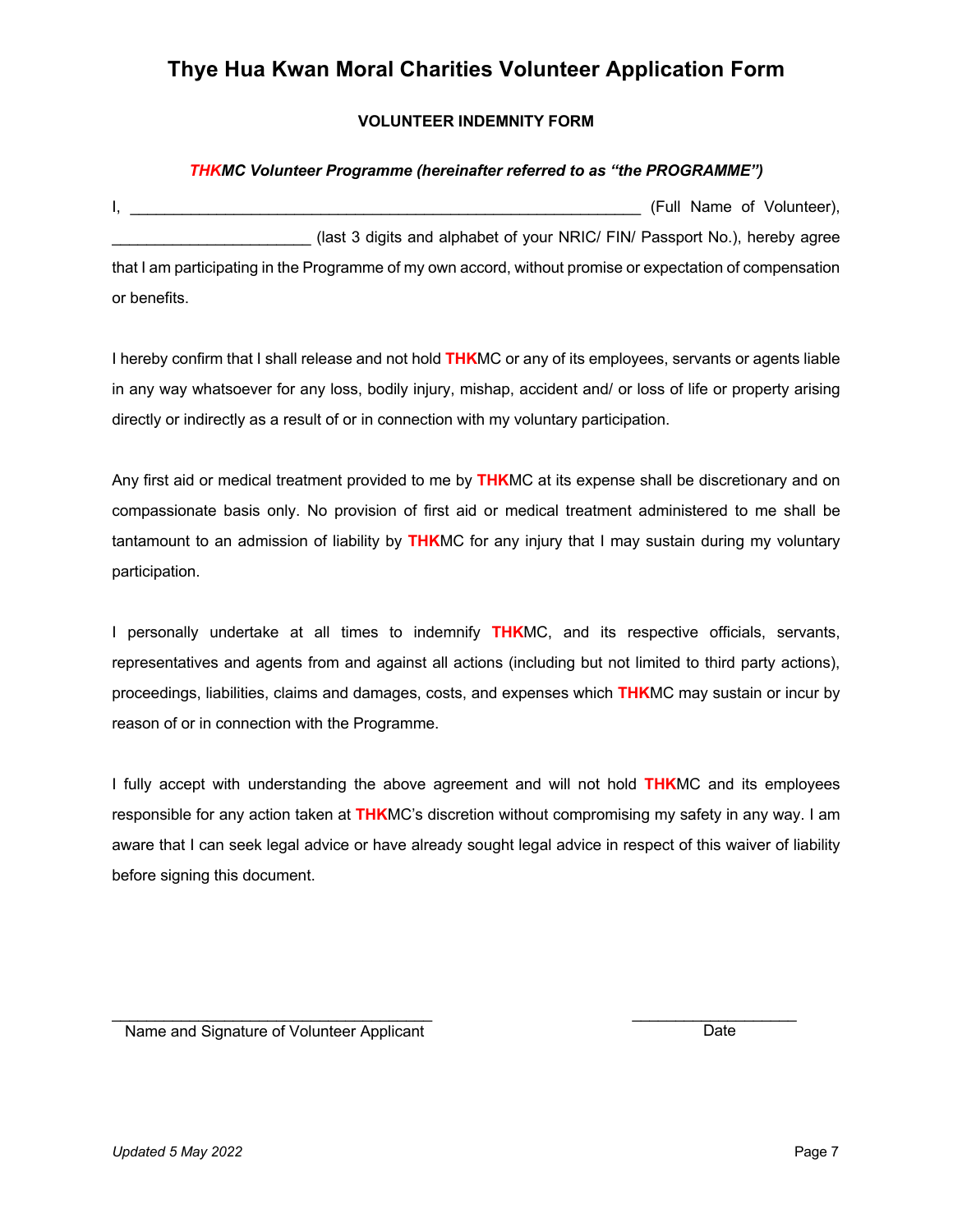# Thye Hua Kwan Moral Charities Volunteer Application Form

## VOLUNTEER INDEMNITY FORM

***THKMC Volunteer Programme (hereinafter referred to as "the PROGRAMME")***

I, ____________________________________________________________ (Full Name of Volunteer), _______________________ (last 3 digits and alphabet of your NRIC/ FIN/ Passport No.), hereby agree that I am participating in the Programme of my own accord, without promise or expectation of compensation or benefits.

I hereby confirm that I shall release and not hold **THK**MC or any of its employees, servants or agents liable in any way whatsoever for any loss, bodily injury, mishap, accident and/ or loss of life or property arising directly or indirectly as a result of or in connection with my voluntary participation.

Any first aid or medical treatment provided to me by **THK**MC at its expense shall be discretionary and on compassionate basis only. No provision of first aid or medical treatment administered to me shall be tantamount to an admission of liability by **THK**MC for any injury that I may sustain during my voluntary participation.

I personally undertake at all times to indemnify **THK**MC, and its respective officials, servants, representatives and agents from and against all actions (including but not limited to third party actions), proceedings, liabilities, claims and damages, costs, and expenses which **THK**MC may sustain or incur by reason of or in connection with the Programme.

I fully accept with understanding the above agreement and will not hold **THK**MC and its employees responsible for any action taken at **THK**MC's discretion without compromising my safety in any way. I am aware that I can seek legal advice or have already sought legal advice in respect of this waiver of liability before signing this document.

_____________________________________ Name and Signature of Volunteer Applicant

___________________ Date

*Updated 5 May 2022*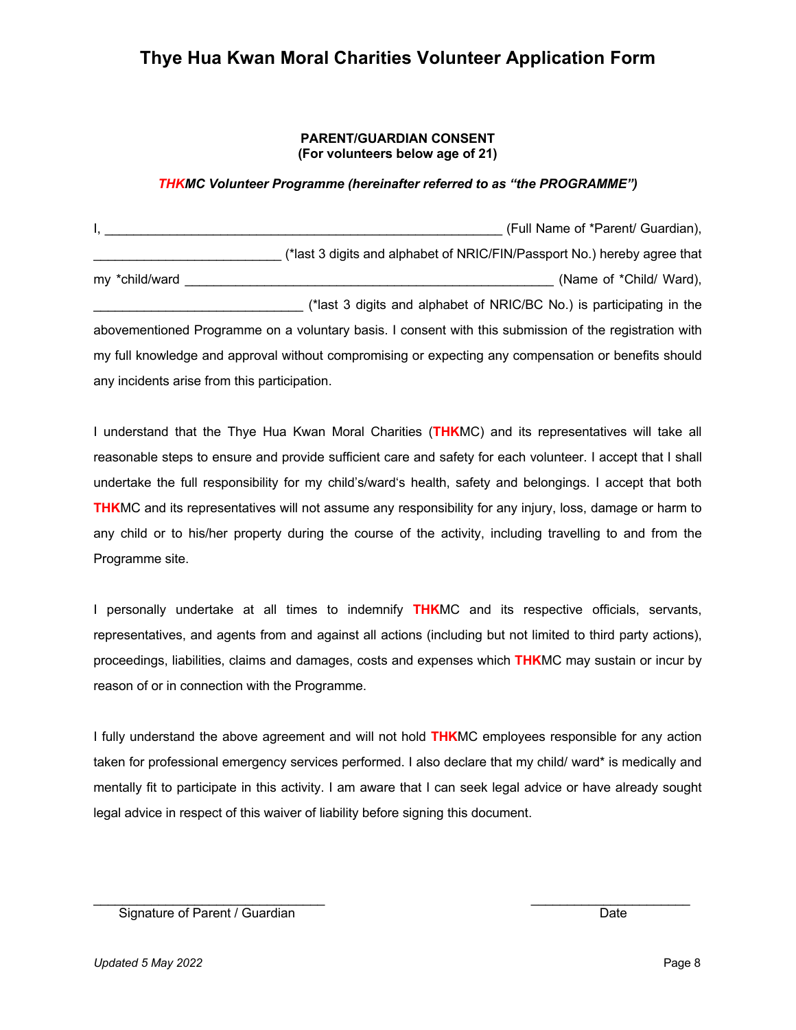# Thye Hua Kwan Moral Charities Volunteer Application Form

**PARENT/GUARDIAN CONSENT**
**(For volunteers below age of 21)**

***THKMC Volunteer Programme (hereinafter referred to as "the PROGRAMME")***

I, ________________________________________________________ (Full Name of *Parent/ Guardian), __________________________ (*last 3 digits and alphabet of NRIC/FIN/Passport No.) hereby agree that my *child/ward ____________________________________________________ (Name of *Child/ Ward), _____________________________ (*last 3 digits and alphabet of NRIC/BC No.) is participating in the abovementioned Programme on a voluntary basis. I consent with this submission of the registration with my full knowledge and approval without compromising or expecting any compensation or benefits should any incidents arise from this participation.

I understand that the Thye Hua Kwan Moral Charities (**THK**MC) and its representatives will take all reasonable steps to ensure and provide sufficient care and safety for each volunteer. I accept that I shall undertake the full responsibility for my child's/ward's health, safety and belongings. I accept that both **THK**MC and its representatives will not assume any responsibility for any injury, loss, damage or harm to any child or to his/her property during the course of the activity, including travelling to and from the Programme site.

I personally undertake at all times to indemnify **THK**MC and its respective officials, servants, representatives, and agents from and against all actions (including but not limited to third party actions), proceedings, liabilities, claims and damages, costs and expenses which **THK**MC may sustain or incur by reason of or in connection with the Programme.

I fully understand the above agreement and will not hold **THK**MC employees responsible for any action taken for professional emergency services performed. I also declare that my child/ ward* is medically and mentally fit to participate in this activity. I am aware that I can seek legal advice or have already sought legal advice in respect of this waiver of liability before signing this document.

_________________________________ Signature of Parent / Guardian

_______________________ Date

*Updated 5 May 2022*